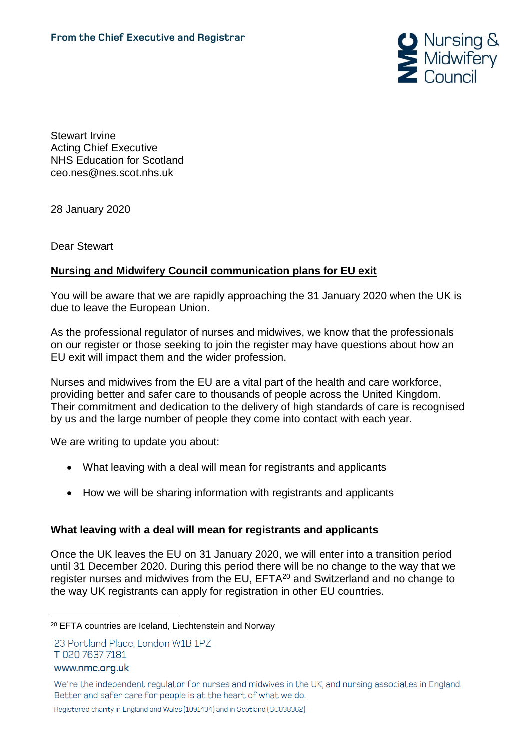From the Chief Executive and Registrar

Stewart Irvine
Acting Chief Executive
NHS Education for Scotland
ceo.nes@nes.scot.nhs.uk

28 January 2020

Dear Stewart

**Nursing and Midwifery Council communication plans for EU exit**

You will be aware that we are rapidly approaching the 31 January 2020 when the UK is due to leave the European Union.

As the professional regulator of nurses and midwives, we know that the professionals on our register or those seeking to join the register may have questions about how an EU exit will impact them and the wider profession.

Nurses and midwives from the EU are a vital part of the health and care workforce, providing better and safer care to thousands of people across the United Kingdom. Their commitment and dedication to the delivery of high standards of care is recognised by us and the large number of people they come into contact with each year.

We are writing to update you about:

- What leaving with a deal will mean for registrants and applicants
- How we will be sharing information with registrants and applicants

**What leaving with a deal will mean for registrants and applicants**

Once the UK leaves the EU on 31 January 2020, we will enter into a transition period until 31 December 2020. During this period there will be no change to the way that we register nurses and midwives from the EU, EFTA[20] and Switzerland and no change to the way UK registrants can apply for registration in other EU countries.

[20] EFTA countries are Iceland, Liechtenstein and Norway

23 Portland Place, London W1B 1PZ
T 020 7637 7181
www.nmc.org.uk

We're the independent regulator for nurses and midwives in the UK, and nursing associates in England. Better and safer care for people is at the heart of what we do.

Registered charity in England and Wales (1091434) and in Scotland (SC038362)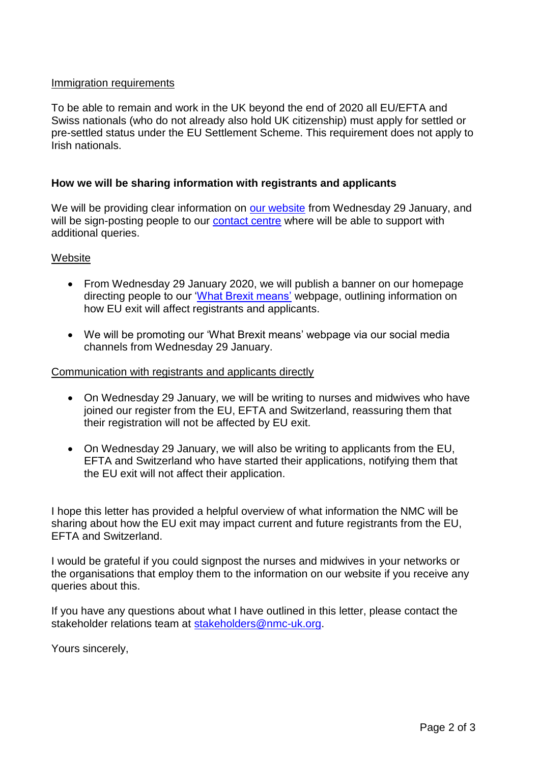Immigration requirements

To be able to remain and work in the UK beyond the end of 2020 all EU/EFTA and Swiss nationals (who do not already also hold UK citizenship) must apply for settled or pre-settled status under the EU Settlement Scheme. This requirement does not apply to Irish nationals.

**How we will be sharing information with registrants and applicants**

We will be providing clear information on our website from Wednesday 29 January, and will be sign-posting people to our contact centre where will be able to support with additional queries.

Website

- From Wednesday 29 January 2020, we will publish a banner on our homepage directing people to our 'What Brexit means' webpage, outlining information on how EU exit will affect registrants and applicants.
- We will be promoting our 'What Brexit means' webpage via our social media channels from Wednesday 29 January.

Communication with registrants and applicants directly

- On Wednesday 29 January, we will be writing to nurses and midwives who have joined our register from the EU, EFTA and Switzerland, reassuring them that their registration will not be affected by EU exit.
- On Wednesday 29 January, we will also be writing to applicants from the EU, EFTA and Switzerland who have started their applications, notifying them that the EU exit will not affect their application.

I hope this letter has provided a helpful overview of what information the NMC will be sharing about how the EU exit may impact current and future registrants from the EU, EFTA and Switzerland.

I would be grateful if you could signpost the nurses and midwives in your networks or the organisations that employ them to the information on our website if you receive any queries about this.

If you have any questions about what I have outlined in this letter, please contact the stakeholder relations team at stakeholders@nmc-uk.org.

Yours sincerely,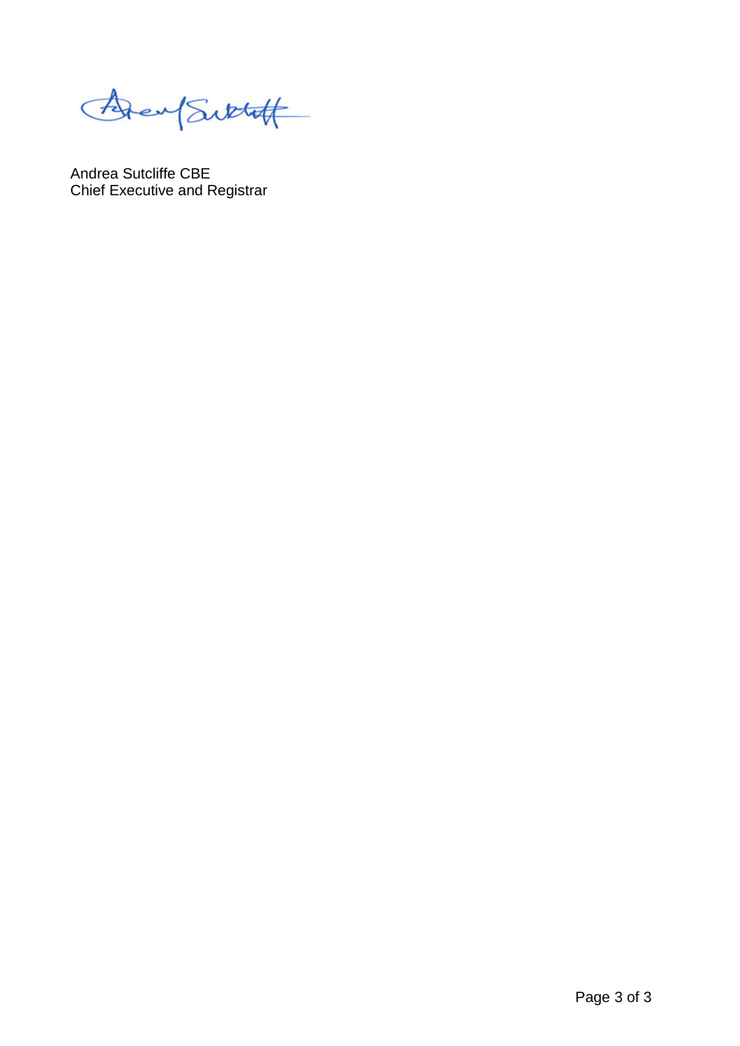Andrea Sutcliffe CBE
Chief Executive and Registrar